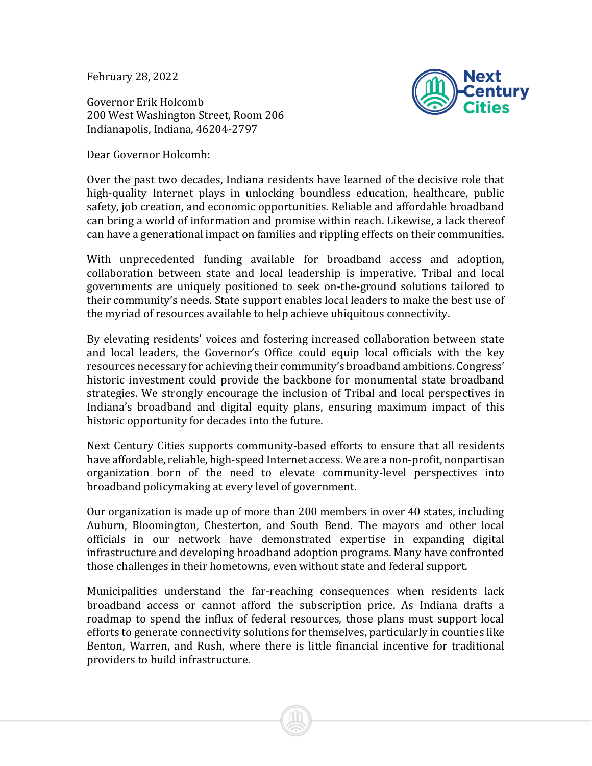February 28, 2022

Governor Erik Holcomb
200 West Washington Street, Room 206
Indianapolis, Indiana, 46204-2797

Dear Governor Holcomb:

Over the past two decades, Indiana residents have learned of the decisive role that high-quality Internet plays in unlocking boundless education, healthcare, public safety, job creation, and economic opportunities. Reliable and affordable broadband can bring a world of information and promise within reach. Likewise, a lack thereof can have a generational impact on families and rippling effects on their communities.

With unprecedented funding available for broadband access and adoption, collaboration between state and local leadership is imperative. Tribal and local governments are uniquely positioned to seek on-the-ground solutions tailored to their community's needs. State support enables local leaders to make the best use of the myriad of resources available to help achieve ubiquitous connectivity.

By elevating residents' voices and fostering increased collaboration between state and local leaders, the Governor's Office could equip local officials with the key resources necessary for achieving their community's broadband ambitions. Congress' historic investment could provide the backbone for monumental state broadband strategies. We strongly encourage the inclusion of Tribal and local perspectives in Indiana's broadband and digital equity plans, ensuring maximum impact of this historic opportunity for decades into the future.

Next Century Cities supports community-based efforts to ensure that all residents have affordable, reliable, high-speed Internet access. We are a non-profit, nonpartisan organization born of the need to elevate community-level perspectives into broadband policymaking at every level of government.

Our organization is made up of more than 200 members in over 40 states, including Auburn, Bloomington, Chesterton, and South Bend. The mayors and other local officials in our network have demonstrated expertise in expanding digital infrastructure and developing broadband adoption programs. Many have confronted those challenges in their hometowns, even without state and federal support.

Municipalities understand the far-reaching consequences when residents lack broadband access or cannot afford the subscription price. As Indiana drafts a roadmap to spend the influx of federal resources, those plans must support local efforts to generate connectivity solutions for themselves, particularly in counties like Benton, Warren, and Rush, where there is little financial incentive for traditional providers to build infrastructure.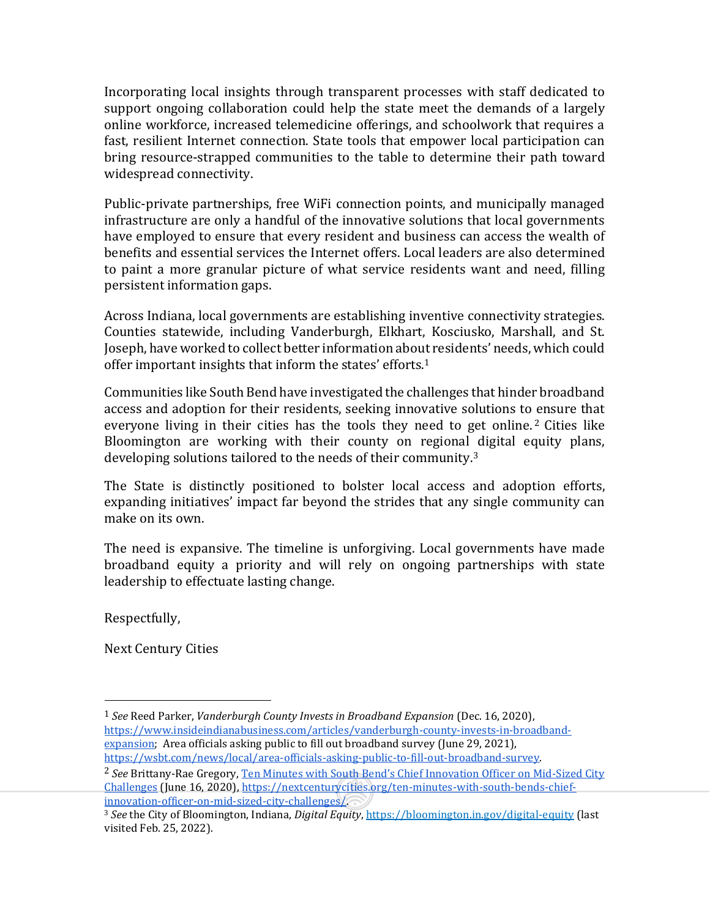Incorporating local insights through transparent processes with staff dedicated to support ongoing collaboration could help the state meet the demands of a largely online workforce, increased telemedicine offerings, and schoolwork that requires a fast, resilient Internet connection. State tools that empower local participation can bring resource-strapped communities to the table to determine their path toward widespread connectivity.

Public-private partnerships, free WiFi connection points, and municipally managed infrastructure are only a handful of the innovative solutions that local governments have employed to ensure that every resident and business can access the wealth of benefits and essential services the Internet offers. Local leaders are also determined to paint a more granular picture of what service residents want and need, filling persistent information gaps.

Across Indiana, local governments are establishing inventive connectivity strategies. Counties statewide, including Vanderburgh, Elkhart, Kosciusko, Marshall, and St. Joseph, have worked to collect better information about residents' needs, which could offer important insights that inform the states' efforts.[1]

Communities like South Bend have investigated the challenges that hinder broadband access and adoption for their residents, seeking innovative solutions to ensure that everyone living in their cities has the tools they need to get online.[2] Cities like Bloomington are working with their county on regional digital equity plans, developing solutions tailored to the needs of their community.[3]

The State is distinctly positioned to bolster local access and adoption efforts, expanding initiatives' impact far beyond the strides that any single community can make on its own.

The need is expansive. The timeline is unforgiving. Local governments have made broadband equity a priority and will rely on ongoing partnerships with state leadership to effectuate lasting change.

Respectfully,

Next Century Cities

---

[1] *See* Reed Parker, *Vanderburgh County Invests in Broadband Expansion* (Dec. 16, 2020), https://www.insideindianabusiness.com/articles/vanderburgh-county-invests-in-broadband-expansion; Area officials asking public to fill out broadband survey (June 29, 2021), https://wsbt.com/news/local/area-officials-asking-public-to-fill-out-broadband-survey.

[2] *See* Brittany-Rae Gregory, Ten Minutes with South Bend's Chief Innovation Officer on Mid-Sized City Challenges (June 16, 2020), https://nextcenturycities.org/ten-minutes-with-south-bends-chief-innovation-officer-on-mid-sized-city-challenges/.

[3] *See* the City of Bloomington, Indiana, *Digital Equity*, https://bloomington.in.gov/digital-equity (last visited Feb. 25, 2022).